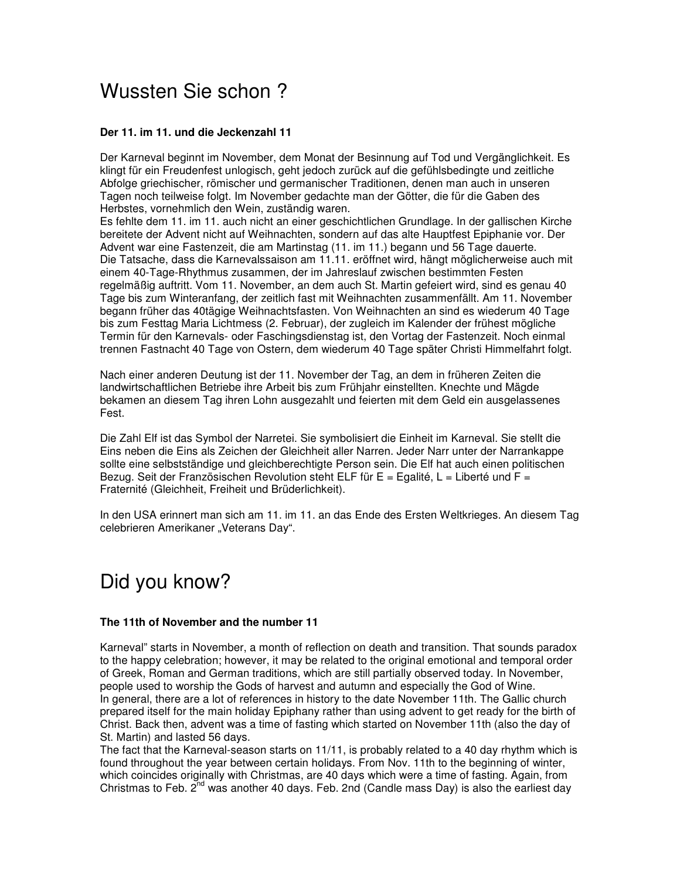# Wussten Sie schon ?

**Der 11. im 11. und die Jeckenzahl 11**

Der Karneval beginnt im November, dem Monat der Besinnung auf Tod und Vergänglichkeit. Es klingt für ein Freudenfest unlogisch, geht jedoch zurück auf die gefühlsbedingte und zeitliche Abfolge griechischer, römischer und germanischer Traditionen, denen man auch in unseren Tagen noch teilweise folgt. Im November gedachte man der Götter, die für die Gaben des Herbstes, vornehmlich den Wein, zuständig waren.
Es fehlte dem 11. im 11. auch nicht an einer geschichtlichen Grundlage. In der gallischen Kirche bereitete der Advent nicht auf Weihnachten, sondern auf das alte Hauptfest Epiphanie vor. Der Advent war eine Fastenzeit, die am Martinstag (11. im 11.) begann und 56 Tage dauerte.
Die Tatsache, dass die Karnevalssaison am 11.11. eröffnet wird, hängt möglicherweise auch mit einem 40-Tage-Rhythmus zusammen, der im Jahreslauf zwischen bestimmten Festen regelmäßig auftritt. Vom 11. November, an dem auch St. Martin gefeiert wird, sind es genau 40 Tage bis zum Winteranfang, der zeitlich fast mit Weihnachten zusammenfällt. Am 11. November begann früher das 40tägige Weihnachtsfasten. Von Weihnachten an sind es wiederum 40 Tage bis zum Festtag Maria Lichtmess (2. Februar), der zugleich im Kalender der frühest mögliche Termin für den Karnevals- oder Faschingsdienstag ist, den Vortag der Fastenzeit. Noch einmal trennen Fastnacht 40 Tage von Ostern, dem wiederum 40 Tage später Christi Himmelfahrt folgt.

Nach einer anderen Deutung ist der 11. November der Tag, an dem in früheren Zeiten die landwirtschaftlichen Betriebe ihre Arbeit bis zum Frühjahr einstellten. Knechte und Mägde bekamen an diesem Tag ihren Lohn ausgezahlt und feierten mit dem Geld ein ausgelassenes Fest.

Die Zahl Elf ist das Symbol der Narretei. Sie symbolisiert die Einheit im Karneval. Sie stellt die Eins neben die Eins als Zeichen der Gleichheit aller Narren. Jeder Narr unter der Narrankappe sollte eine selbstständige und gleichberechtigte Person sein. Die Elf hat auch einen politischen Bezug. Seit der Französischen Revolution steht ELF für E = Egalité, L = Liberté und F = Fraternité (Gleichheit, Freiheit und Brüderlichkeit).

In den USA erinnert man sich am 11. im 11. an das Ende des Ersten Weltkrieges. An diesem Tag celebrieren Amerikaner „Veterans Day".

# Did you know?

**The 11th of November and the number 11**

Karneval" starts in November, a month of reflection on death and transition. That sounds paradox to the happy celebration; however, it may be related to the original emotional and temporal order of Greek, Roman and German traditions, which are still partially observed today. In November, people used to worship the Gods of harvest and autumn and especially the God of Wine.
In general, there are a lot of references in history to the date November 11th. The Gallic church prepared itself for the main holiday Epiphany rather than using advent to get ready for the birth of Christ. Back then, advent was a time of fasting which started on November 11th (also the day of St. Martin) and lasted 56 days.
The fact that the Karneval-season starts on 11/11, is probably related to a 40 day rhythm which is found throughout the year between certain holidays. From Nov. 11th to the beginning of winter, which coincides originally with Christmas, are 40 days which were a time of fasting. Again, from Christmas to Feb. 2nd was another 40 days. Feb. 2nd (Candle mass Day) is also the earliest day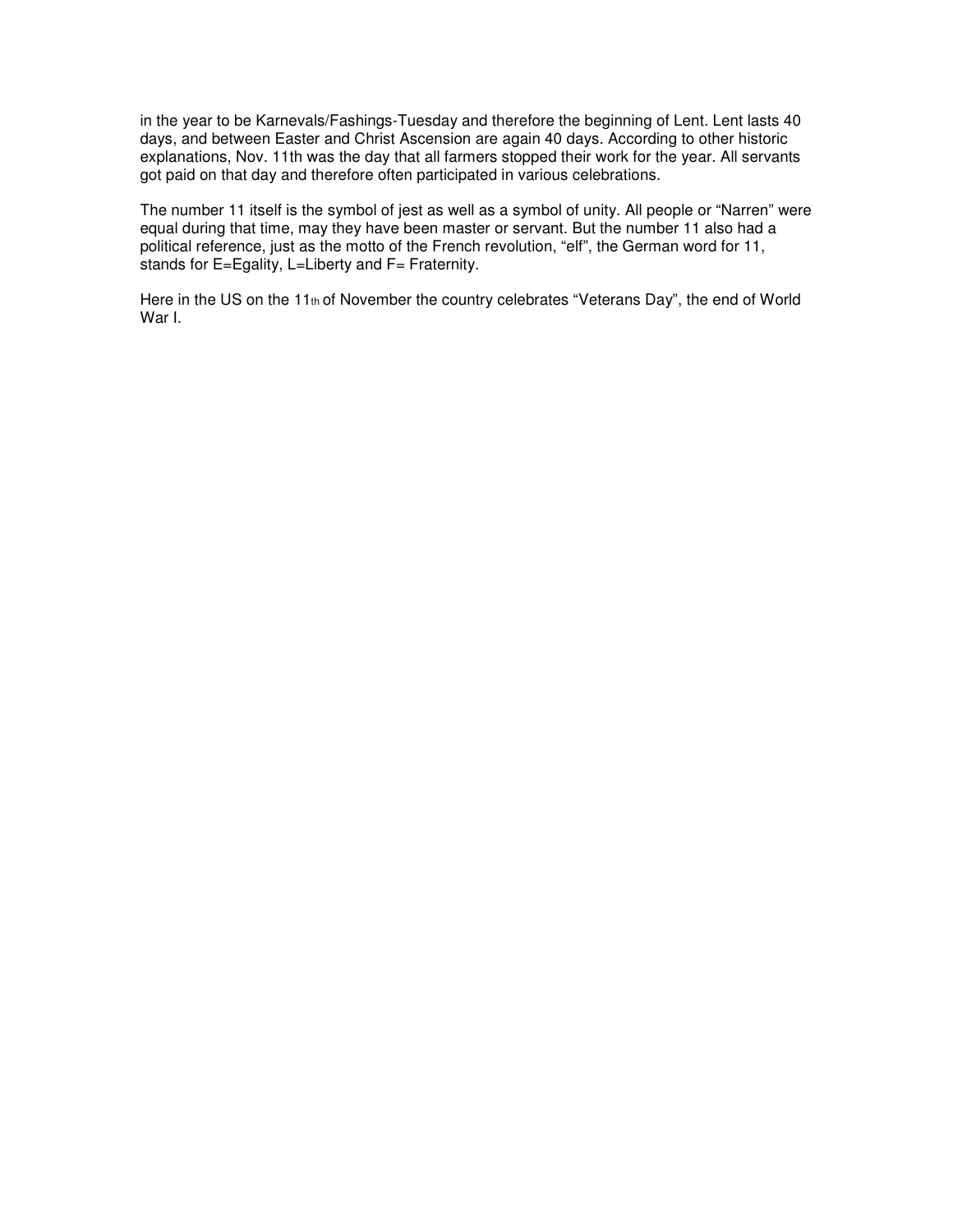in the year to be Karnevals/Fashings-Tuesday and therefore the beginning of Lent. Lent lasts 40 days, and between Easter and Christ Ascension are again 40 days. According to other historic explanations, Nov. 11th was the day that all farmers stopped their work for the year. All servants got paid on that day and therefore often participated in various celebrations.

The number 11 itself is the symbol of jest as well as a symbol of unity. All people or “Narren” were equal during that time, may they have been master or servant. But the number 11 also had a political reference, just as the motto of the French revolution, “elf”, the German word for 11, stands for E=Egality, L=Liberty and F= Fraternity.

Here in the US on the 11th of November the country celebrates “Veterans Day”, the end of World War I.